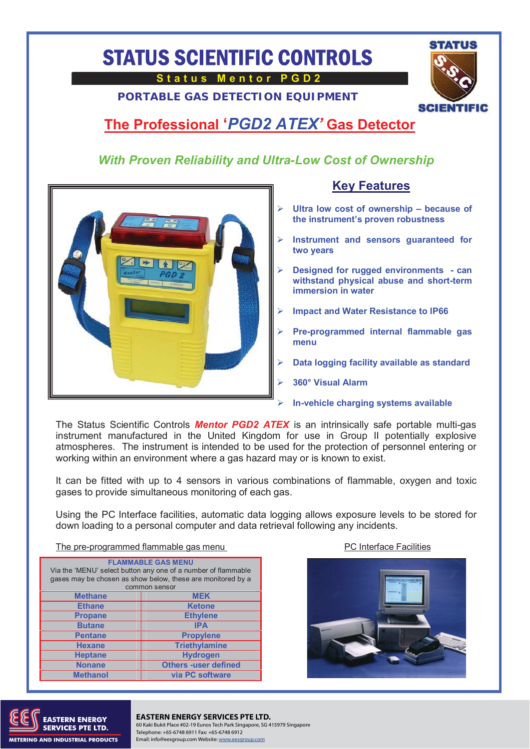# STATUS SCIENTIFIC CONTROLS

**Status Mentor PGD2**

**PORTABLE GAS DETECTION EQUIPMENT**

STATUS S.S.C SCIENTIFIC

## The Professional '*PGD2 ATEX*' Gas Detector

*With Proven Reliability and Ultra-Low Cost of Ownership*

## Key Features

- Ultra low cost of ownership – because of the instrument's proven robustness
- Instrument and sensors guaranteed for two years
- Designed for rugged environments - can withstand physical abuse and short-term immersion in water
- Impact and Water Resistance to IP66
- Pre-programmed internal flammable gas menu
- Data logging facility available as standard
- 360° Visual Alarm
- In-vehicle charging systems available

The Status Scientific Controls ***Mentor PGD2 ATEX*** is an intrinsically safe portable multi-gas instrument manufactured in the United Kingdom for use in Group II potentially explosive atmospheres. The instrument is intended to be used for the protection of personnel entering or working within an environment where a gas hazard may or is known to exist.

It can be fitted with up to 4 sensors in various combinations of flammable, oxygen and toxic gases to provide simultaneous monitoring of each gas.

Using the PC Interface facilities, automatic data logging allows exposure levels to be stored for down loading to a personal computer and data retrieval following any incidents.

The pre-programmed flammable gas menu

| FLAMMABLE GAS MENU<br>Via the 'MENU' select button any one of a number of flammable gases may be chosen as show below, these are monitored by a common sensor | |
|---|---|
| Methane | MEK |
| Ethane | Ketone |
| Propane | Ethylene |
| Butane | IPA |
| Pentane | Propylene |
| Hexane | Triethylamine |
| Heptane | Hydrogen |
| Nonane | Others -user defined |
| Methanol | via PC software |

PC Interface Facilities

**EASTERN ENERGY SERVICES PTE LTD.**
METERING AND INDUSTRIAL PRODUCTS
60 Kaki Bukit Place #02-19 Eunos Tech Park Singapore, SG 415979 Singapore
Telephone: +65-6748 6911 Fax: +65-6748 6912
Email: info@eesgroup.com Website: www.eesgroup.com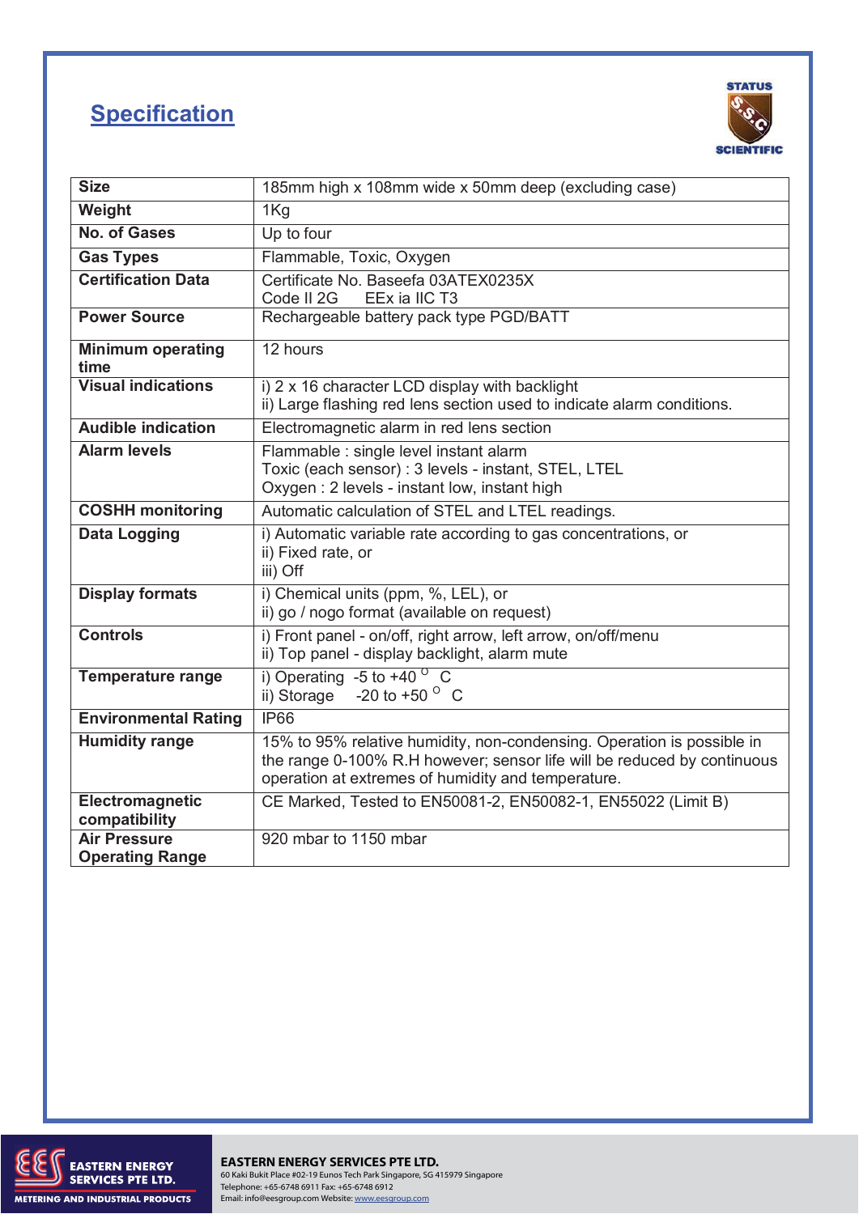## Specification

STATUS SCIENTIFIC

| | |
|---|---|
| **Size** | 185mm high x 108mm wide x 50mm deep (excluding case) |
| **Weight** | 1Kg |
| **No. of Gases** | Up to four |
| **Gas Types** | Flammable, Toxic, Oxygen |
| **Certification Data** | Certificate No. Baseefa 03ATEX0235X<br>Code II 2G EEx ia IIC T3 |
| **Power Source** | Rechargeable battery pack type PGD/BATT |
| **Minimum operating time** | 12 hours |
| **Visual indications** | i) 2 x 16 character LCD display with backlight<br>ii) Large flashing red lens section used to indicate alarm conditions. |
| **Audible indication** | Electromagnetic alarm in red lens section |
| **Alarm levels** | Flammable : single level instant alarm<br>Toxic (each sensor) : 3 levels - instant, STEL, LTEL<br>Oxygen : 2 levels - instant low, instant high |
| **COSHH monitoring** | Automatic calculation of STEL and LTEL readings. |
| **Data Logging** | i) Automatic variable rate according to gas concentrations, or<br>ii) Fixed rate, or<br>iii) Off |
| **Display formats** | i) Chemical units (ppm, %, LEL), or<br>ii) go / nogo format (available on request) |
| **Controls** | i) Front panel - on/off, right arrow, left arrow, on/off/menu<br>ii) Top panel - display backlight, alarm mute |
| **Temperature range** | i) Operating -5 to +40 °C<br>ii) Storage -20 to +50 °C |
| **Environmental Rating** | IP66 |
| **Humidity range** | 15% to 95% relative humidity, non-condensing. Operation is possible in the range 0-100% R.H however; sensor life will be reduced by continuous operation at extremes of humidity and temperature. |
| **Electromagnetic compatibility** | CE Marked, Tested to EN50081-2, EN50082-1, EN55022 (Limit B) |
| **Air Pressure Operating Range** | 920 mbar to 1150 mbar |

EASTERN ENERGY SERVICES PTE LTD.
METERING AND INDUSTRIAL PRODUCTS

**EASTERN ENERGY SERVICES PTE LTD.**
60 Kaki Bukit Place #02-19 Eunos Tech Park Singapore, SG 415979 Singapore
Telephone: +65-6748 6911 Fax: +65-6748 6912
Email: info@eesgroup.com Website: www.eesgroup.com